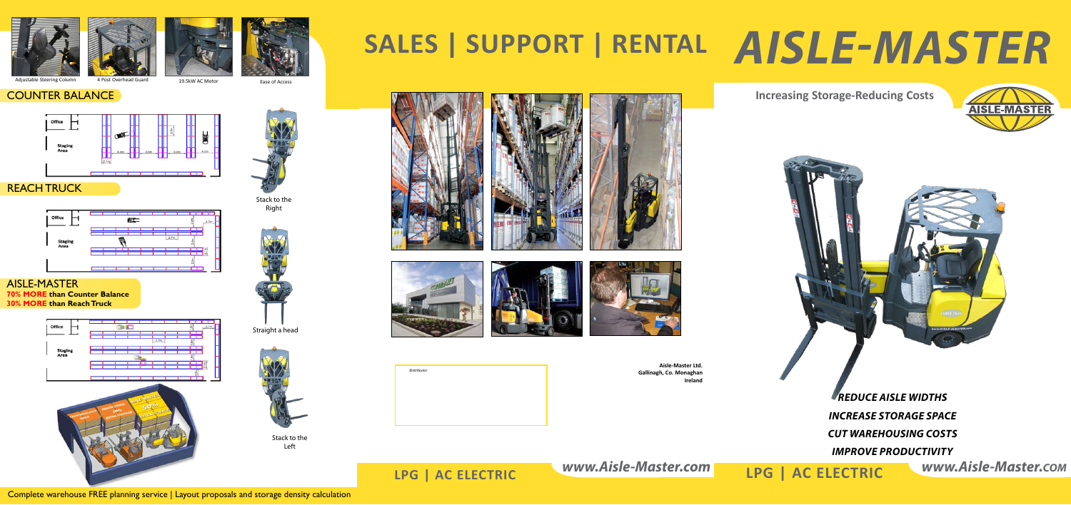Adjustable Steering Column

4 Post Overhead Guard

19.5kW AC Motor

Ease of Access

## COUNTER BALANCE

## REACH TRUCK

## AISLE-MASTER

**70% MORE than Counter Balance**

**30% MORE than Reach Truck**

Stack to the Right

Straight a head

Stack to the Left

# SALES | SUPPORT | RENTAL

# *AISLE-MASTER*

**Increasing Storage-Reducing Costs**

distributor

**Aisle-Master Ltd.**
**Gallinagh, Co. Monaghan**
**Ireland**

*REDUCE AISLE WIDTHS*

*INCREASE STORAGE SPACE*

*CUT WAREHOUSING COSTS*

*IMPROVE PRODUCTIVITY*

**LPG | AC ELECTRIC** *www.Aisle-Master.com*

**LPG | AC ELECTRIC** *www.Aisle-Master.com*

Complete warehouse FREE planning service | Layout proposals and storage density calculation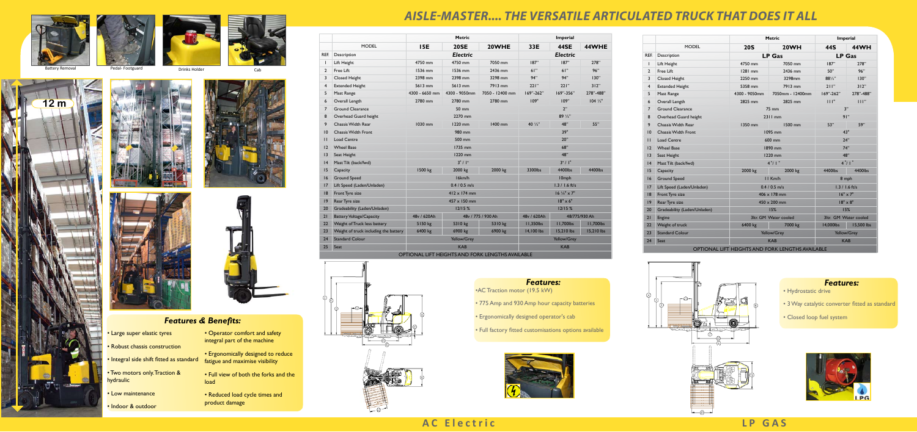# AISLE-MASTER.... THE VERSATILE ARTICULATED TRUCK THAT DOES IT ALL

Battery Removal

Pedal- Footguard

Drinks Holder

Cab

12 m

## Features & Benefits:

- Large super elastic tyres
- Robust chassis construction
- Integral side shift fitted as standard
- Two motors only. Traction & hydraulic
- Low maintenance
- Indoor & outdoor
- Operator comfort and safety integral part of the machine
- Ergonomically designed to reduce fatigue and maximise visibility
- Full view of both the forks and the load
- Reduced load cycle times and product damage

## AC Electric

| | | Metric | | | Imperial | | |
|---|---|---|---|---|---|---|---|
| | MODEL | 15E | 20SE | 20WHE | 33E | 44SE | 44WHE |
| REF. | Description | | *Electric* | | | *Electric* | |
| 1 | Lift Height | 4750 mm | 4750 mm | 7050 mm | 187" | 187" | 278" |
| 2 | Free Lift | 1536 mm | 1536 mm | 2436 mm | 61" | 61" | 96" |
| 3 | Closed Height | 2398 mm | 2398 mm | 3298 mm | 94" | 94" | 130" |
| 4 | Extended Height | 5613 mm | 5613 mm | 7913 mm | 221" | 221" | 312" |
| 5 | Mast Range | 4300 - 6650 mm | 4300 - 9050mm | 7050 - 12400 mm | 169"-262" | 169"-356" | 278"-488" |
| 6 | Overall Length | 2780 mm | 2780 mm | 2780 mm | 109" | 109" | 104 ½" |
| 7 | Ground Clearance | | 50 mm | | | 2" | |
| 8 | Overhead Guard height | | 2270 mm | | | 89 ½" | |
| 9 | Chassis Width Rear | 1030 mm | 1220 mm | 1400 mm | 40 ½" | 48" | 55" |
| 10 | Chassis Width Front | | 980 mm | | | 39" | |
| 11 | Load Centre | | 500 mm | | | 20" | |
| 12 | Wheel Base | | 1735 mm | | | 68" | |
| 13 | Seat Height | | 1220 mm | | | 48" | |
| 14 | Mast Tilt (back/fwd) | | 3° / 1° | | | 3° / 1° | |
| 15 | Capacity | 1500 kg | 2000 kg | 2000 kg | 3300lbs | 4400lbs | 4400lbs |
| 16 | Ground Speed | | 16km/h | | | 10mph | |
| 17 | Lift Speed (Laden/Unladen) | | 0.4 / 0.5 m/s | | | 1.3 / 1.6 ft/s | |
| 18 | Front Tyre size | | 412 x 174 mm | | | 16 ¼" x 7" | |
| 19 | Rear Tyre size | | 457 x 150 mm | | | 18" x 6" | |
| 20 | Gradeability (Laden/Unladen) | | 12/15 % | | | 12/15 % | |
| 21 | Battery Voltage/Capacity | 48v / 620Ah | 48v / 775 / 930 Ah | | 48v / 620Ah | 48/775/930 Ah | |
| 22 | Weight of Truck less battery | 5150 kg | 5310 kg | 5310 kg | 11,350lbs | 11,700lbs | 11,700lbs |
| 23 | Weight of truck including the battery | 6400 kg | 6900 kg | 6900 kg | 14,100 lbs | 15,210 lbs | 15,210 lbs |
| 24 | Standard Colour | | Yellow/Grey | | | Yellow/Grey | |
| 25 | Seat | | KAB | | | KAB | |

OPTIONAL LIFT HEIGHTS AND FORK LENGTHS AVAILABLE

### Features:

- AC Traction motor (19.5 kW)
- 775 Amp and 930 Amp hour capacity batteries
- Ergonomically designed operator's cab
- Full factory fitted customisations options available

## LP GAS

| | | Metric | | Imperial | |
|---|---|---|---|---|---|
| | MODEL | 20S | 20WH | 44S | 44WH |
| REF. | Description | LP Gas | | LP Gas | |
| 1 | Lift Height | 4750 mm | 7050 mm | 187" | 278" |
| 2 | Free Lift | 1281 mm | 2436 mm | 50" | 96" |
| 3 | Closed Height | 2250 mm | 3298mm | 88½" | 130" |
| 4 | Extended Height | 5358 mm | 7913 mm | 211" | 312" |
| 5 | Mast Range | 4300 - 9050mm | 7050mm - 12400mm | 169"-262" | 278"-488" |
| 6 | Overall Length | 2825 mm | 2825 mm | 111" | 111" |
| 7 | Ground Clearance | 75 mm | | 3" | |
| 8 | Overhead Guard height | 2311 mm | | 91" | |
| 9 | Chassis Width Rear | 1350 mm | 1500 mm | 53" | 59" |
| 10 | Chassis Width Front | 1095 mm | | 43" | |
| 11 | Load Centre | 600 mm | | 24" | |
| 12 | Wheel Base | 1890 mm | | 74" | |
| 13 | Seat Height | 1220 mm | | 48" | |
| 14 | Mast Tilt (back/fwd) | 4°/ 1° | | 4°/ 1° | |
| 15 | Capacity | 2000 kg | 2000 kg | 4400lbs | 4400lbs |
| 16 | Ground Speed | 11 Km/h | | 8 mph | |
| 17 | Lift Speed (Laden/Unladen) | 0.4 / 0.5 m/s | | 1.3 / 1.6 ft/s | |
| 18 | Front Tyre size | 406 x 178 mm | | 16" x 7" | |
| 19 | Rear Tyre size | 450 x 200 mm | | 18" x 8" | |
| 20 | Gradeability (Laden/Unladen) | 15% | | 15% | |
| 21 | Engine | 3ltr. GM Water cooled | | 3ltr. GM Water cooled | |
| 22 | Weight of truck | 6400 kg | 7000 kg | 14,000lbs | 15,500 lbs |
| 23 | Standard Colour | Yellow/Grey | | Yellow/Grey | |
| 24 | Seat | KAB | | KAB | |

OPTIONAL LIFT HEIGHTS AND FORK LENGTHS AVAILABLE

### Features:

- Hydrostatic drive
- 3 Way catalytic converter fitted as standard
- Closed loop fuel system